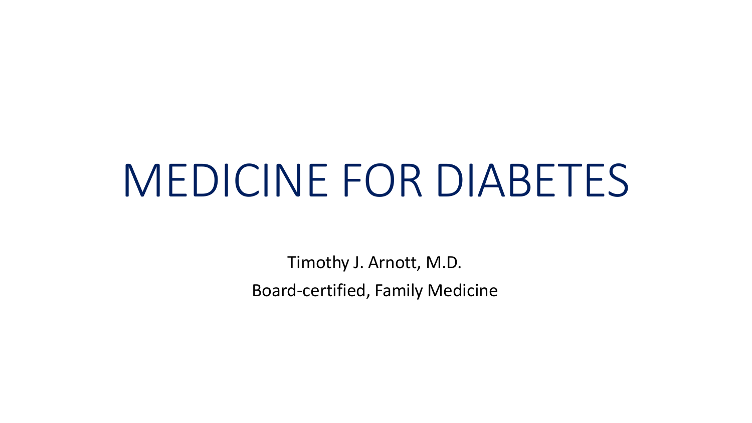# MEDICINE FOR DIABETES

Timothy J. Arnott, M.D.

Board-certified, Family Medicine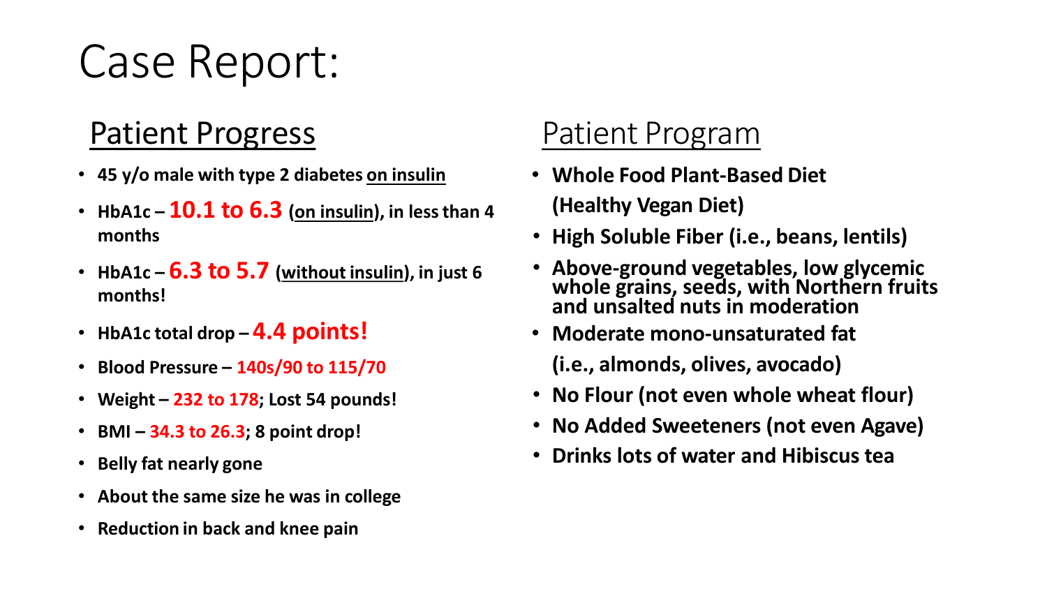# Case Report:

## Patient Progress

- **45 y/o male with type 2 diabetes <u>on insulin</u>**
- **HbA1c – 10.1 to 6.3 (<u>on insulin</u>), in less than 4 months**
- **HbA1c – 6.3 to 5.7 (<u>without insulin</u>), in just 6 months!**
- **HbA1c total drop – 4.4 points!**
- **Blood Pressure – 140s/90 to 115/70**
- **Weight – 232 to 178; Lost 54 pounds!**
- **BMI – 34.3 to 26.3; 8 point drop!**
- **Belly fat nearly gone**
- **About the same size he was in college**
- **Reduction in back and knee pain**

## Patient Program

- **Whole Food Plant-Based Diet (Healthy Vegan Diet)**
- **High Soluble Fiber (i.e., beans, lentils)**
- **Above-ground vegetables, low glycemic whole grains, seeds, with Northern fruits and unsalted nuts in moderation**
- **Moderate mono-unsaturated fat (i.e., almonds, olives, avocado)**
- **No Flour (not even whole wheat flour)**
- **No Added Sweeteners (not even Agave)**
- **Drinks lots of water and Hibiscus tea**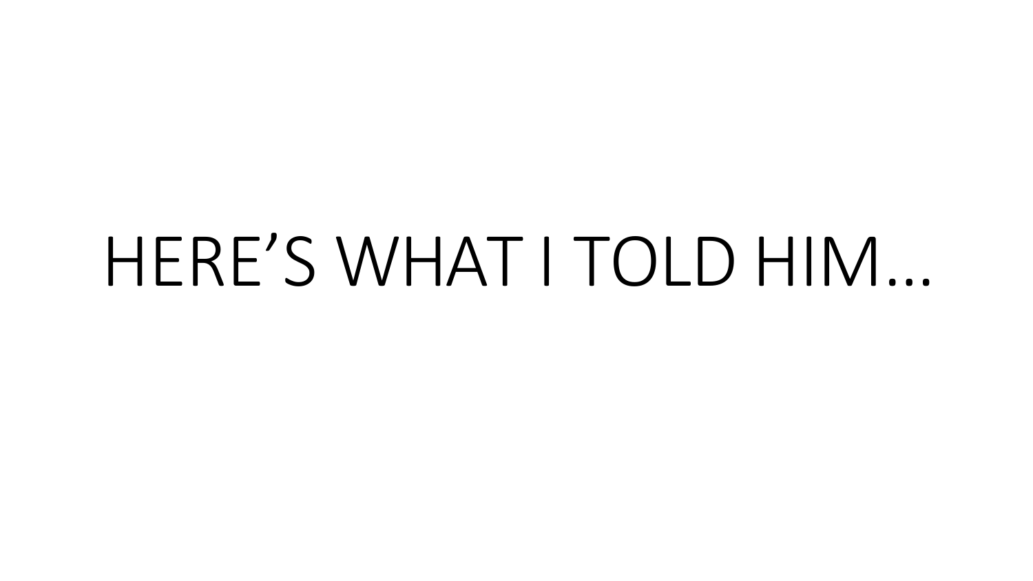# HERE’S WHAT I TOLD HIM…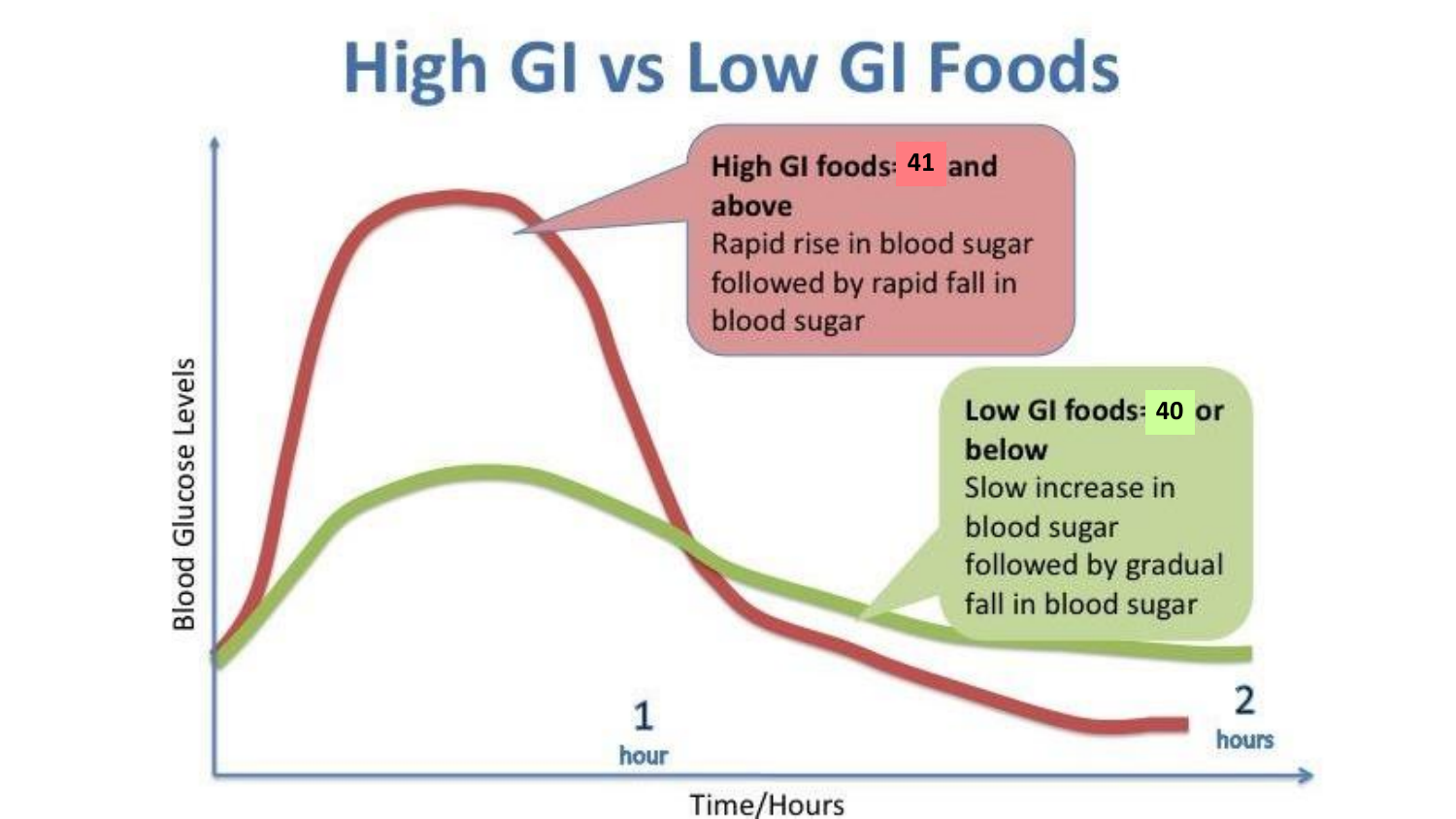# High GI vs Low GI Foods

**High GI foods: 41 and above**
Rapid rise in blood sugar followed by rapid fall in blood sugar

**Low GI foods: 40 or below**
Slow increase in blood sugar followed by gradual fall in blood sugar

Blood Glucose Levels

1 hour

2 hours

Time/Hours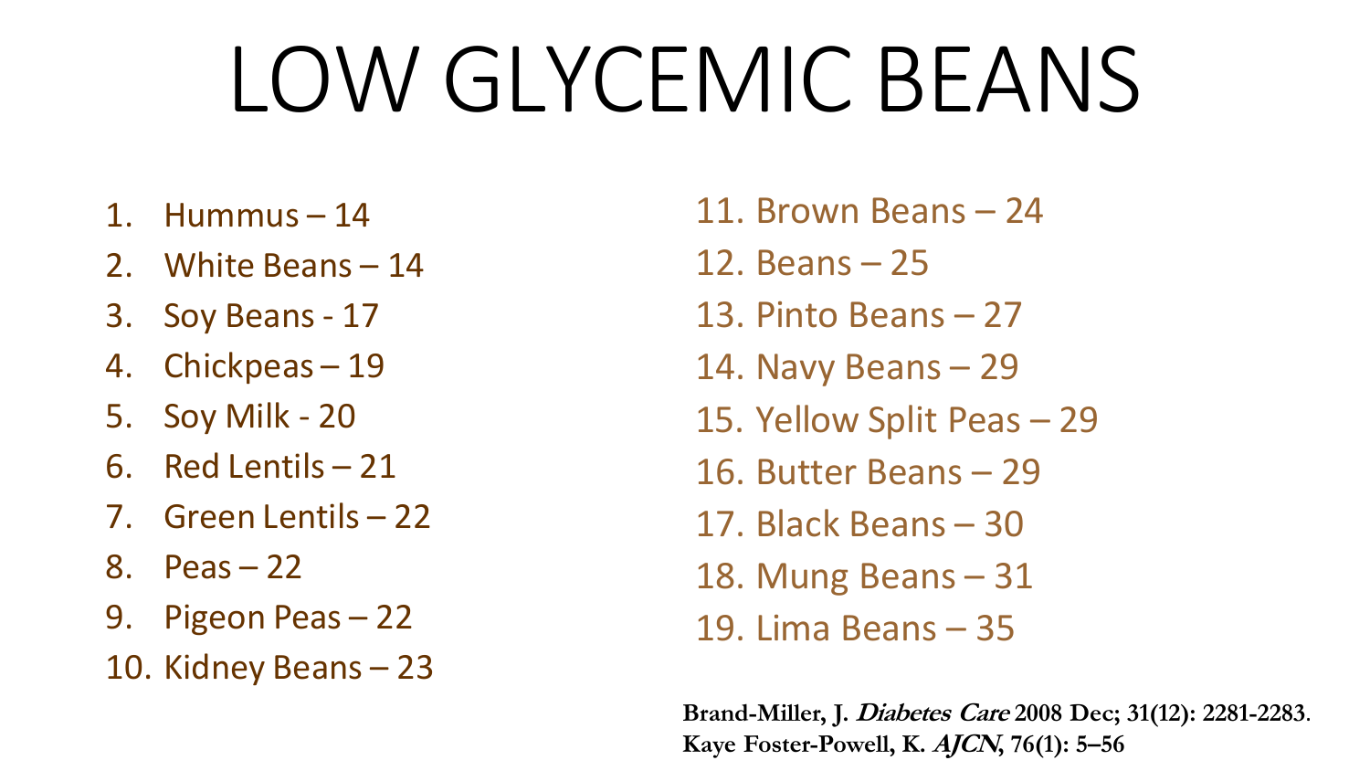# LOW GLYCEMIC BEANS

1. Hummus – 14
2. White Beans – 14
3. Soy Beans - 17
4. Chickpeas – 19
5. Soy Milk - 20
6. Red Lentils – 21
7. Green Lentils – 22
8. Peas – 22
9. Pigeon Peas – 22
10. Kidney Beans – 23
11. Brown Beans – 24
12. Beans – 25
13. Pinto Beans – 27
14. Navy Beans – 29
15. Yellow Split Peas – 29
16. Butter Beans – 29
17. Black Beans – 30
18. Mung Beans – 31
19. Lima Beans – 35

**Brand-Miller, J. *Diabetes Care* 2008 Dec; 31(12): 2281-2283.**
**Kaye Foster-Powell, K. *AJCN*, 76(1): 5–56**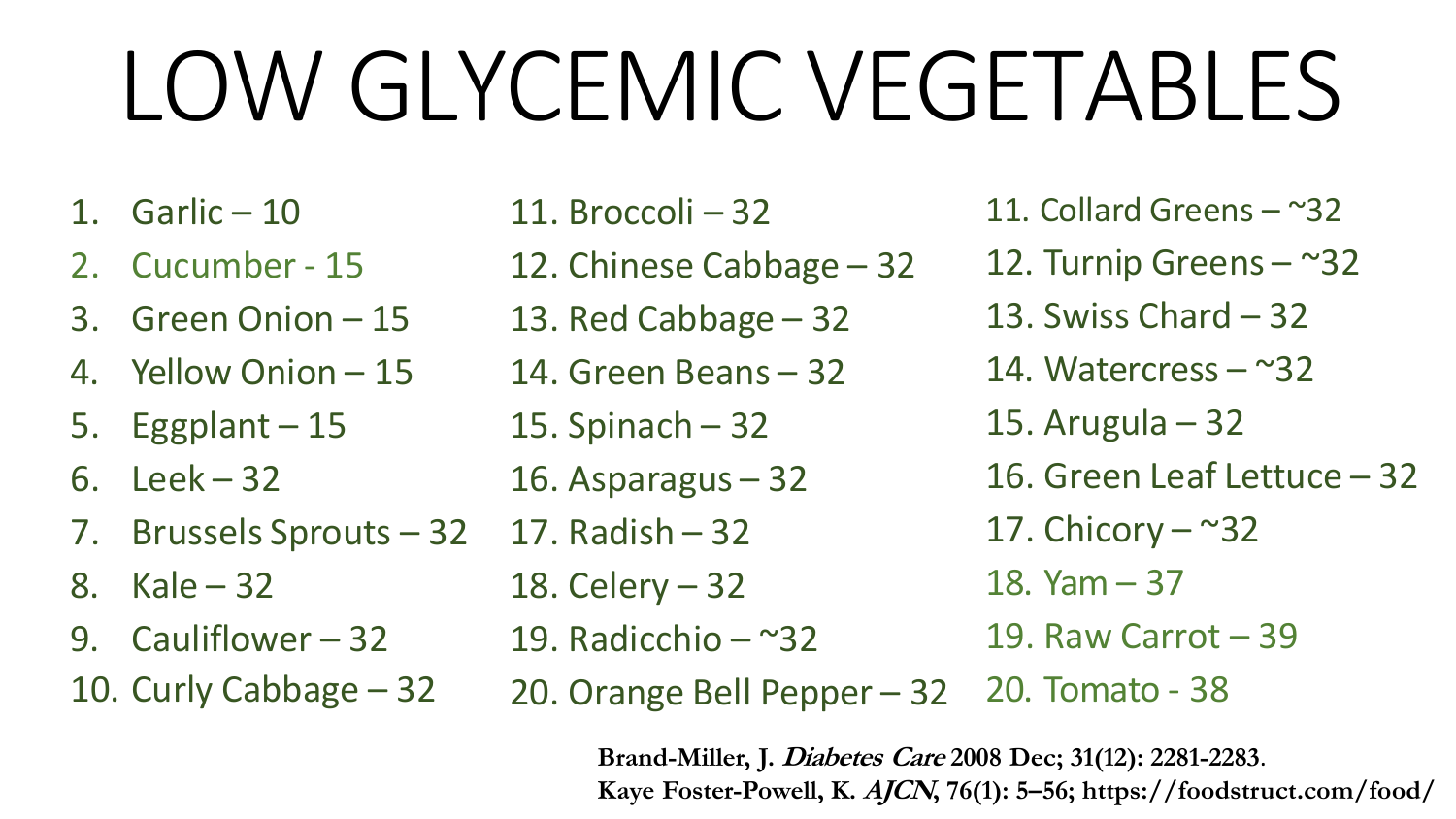# LOW GLYCEMIC VEGETABLES

1. Garlic – 10
2. Cucumber - 15
3. Green Onion – 15
4. Yellow Onion – 15
5. Eggplant – 15
6. Leek – 32
7. Brussels Sprouts – 32
8. Kale – 32
9. Cauliflower – 32
10. Curly Cabbage – 32

11. Broccoli – 32
12. Chinese Cabbage – 32
13. Red Cabbage – 32
14. Green Beans – 32
15. Spinach – 32
16. Asparagus – 32
17. Radish – 32
18. Celery – 32
19. Radicchio – ~32
20. Orange Bell Pepper – 32

11. Collard Greens – ~32
12. Turnip Greens – ~32
13. Swiss Chard – 32
14. Watercress – ~32
15. Arugula – 32
16. Green Leaf Lettuce – 32
17. Chicory – ~32
18. Yam – 37
19. Raw Carrot – 39
20. Tomato - 38

**Brand-Miller, J. *Diabetes Care* 2008 Dec; 31(12): 2281-2283.**
**Kaye Foster-Powell, K. *AJCN*, 76(1): 5–56; https://foodstruct.com/food/**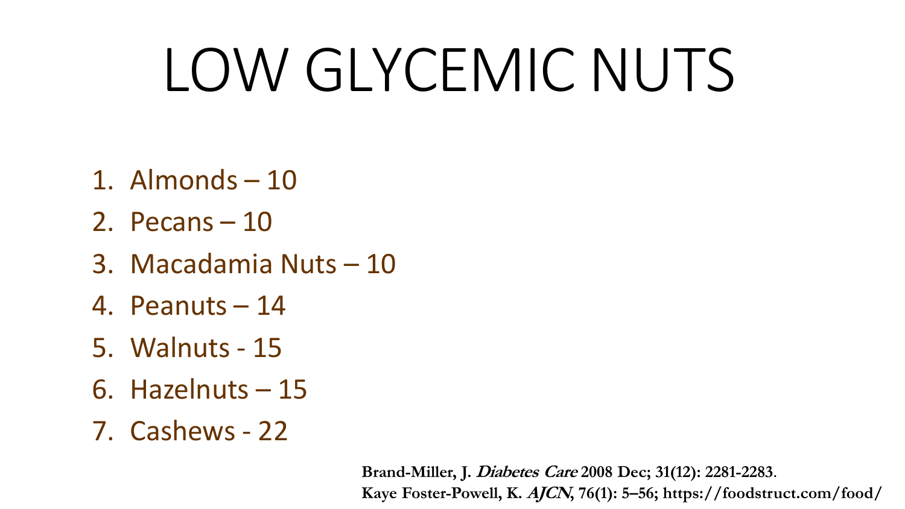# LOW GLYCEMIC NUTS

1. Almonds – 10
2. Pecans – 10
3. Macadamia Nuts – 10
4. Peanuts – 14
5. Walnuts - 15
6. Hazelnuts – 15
7. Cashews - 22

**Brand-Miller, J. *Diabetes Care* 2008 Dec; 31(12): 2281-2283.**
**Kaye Foster-Powell, K. *AJCN*, 76(1): 5–56; https://foodstruct.com/food/**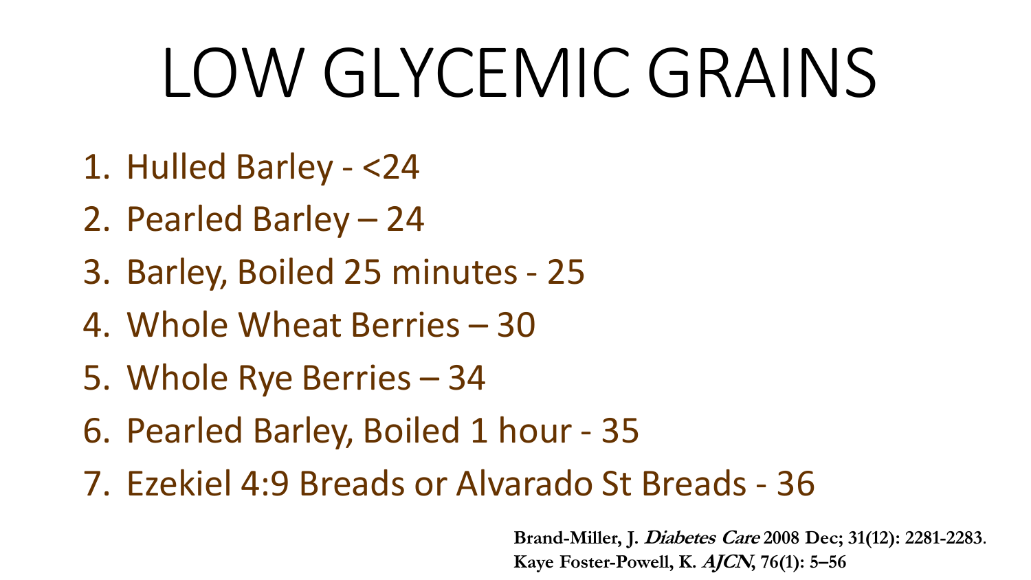# LOW GLYCEMIC GRAINS

1. Hulled Barley - <24
2. Pearled Barley – 24
3. Barley, Boiled 25 minutes - 25
4. Whole Wheat Berries – 30
5. Whole Rye Berries – 34
6. Pearled Barley, Boiled 1 hour - 35
7. Ezekiel 4:9 Breads or Alvarado St Breads - 36

**Brand-Miller, J. *Diabetes Care* 2008 Dec; 31(12): 2281-2283.**
**Kaye Foster-Powell, K. *AJCN*, 76(1): 5–56**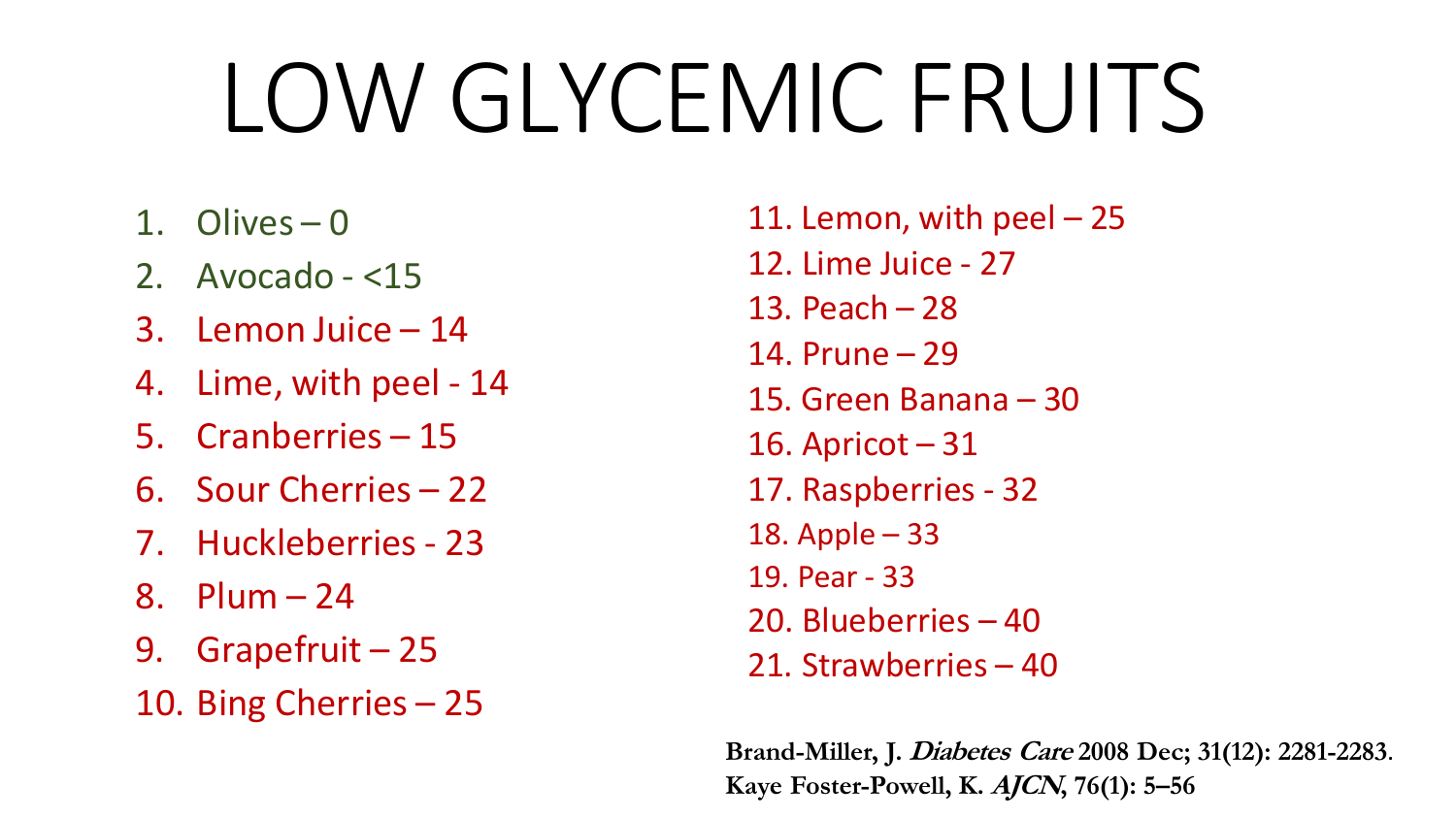# LOW GLYCEMIC FRUITS

1. Olives – 0
2. Avocado - <15
3. Lemon Juice – 14
4. Lime, with peel - 14
5. Cranberries – 15
6. Sour Cherries – 22
7. Huckleberries - 23
8. Plum – 24
9. Grapefruit – 25
10. Bing Cherries – 25
11. Lemon, with peel – 25
12. Lime Juice - 27
13. Peach – 28
14. Prune – 29
15. Green Banana – 30
16. Apricot – 31
17. Raspberries - 32
18. Apple – 33
19. Pear - 33
20. Blueberries – 40
21. Strawberries – 40

**Brand-Miller, J. *Diabetes Care* 2008 Dec; 31(12): 2281-2283.**
**Kaye Foster-Powell, K. *AJCN*, 76(1): 5–56**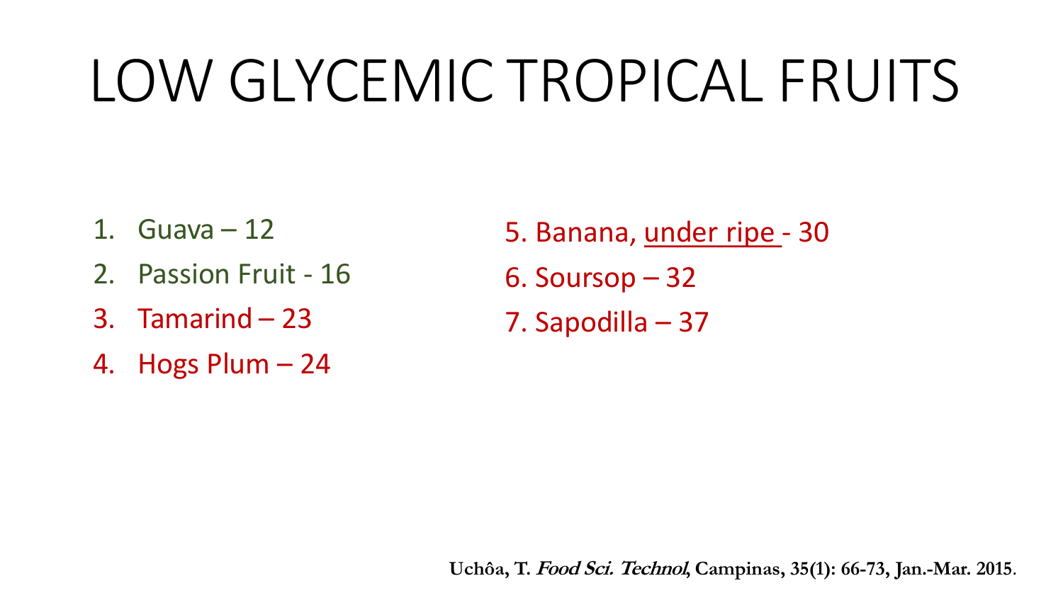# LOW GLYCEMIC TROPICAL FRUITS

1. Guava – 12
2. Passion Fruit - 16
3. Tamarind – 23
4. Hogs Plum – 24
5. Banana, <u>under ripe</u> - 30
6. Soursop – 32
7. Sapodilla – 37

**Uchôa, T. *Food Sci. Technol*, Campinas, 35(1): 66-73, Jan.-Mar. 2015**.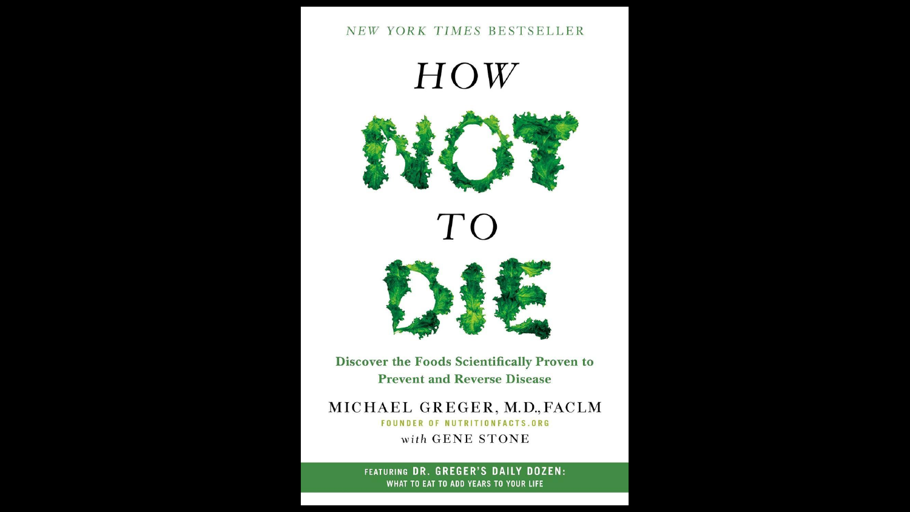*NEW YORK TIMES* BESTSELLER

# *HOW* NOT *TO* DIE

**Discover the Foods Scientifically Proven to Prevent and Reverse Disease**

MICHAEL GREGER, M.D., FACLM

FOUNDER OF NUTRITIONFACTS.ORG

*with* GENE STONE

FEATURING **DR. GREGER'S DAILY DOZEN:**
**WHAT TO EAT TO ADD YEARS TO YOUR LIFE**